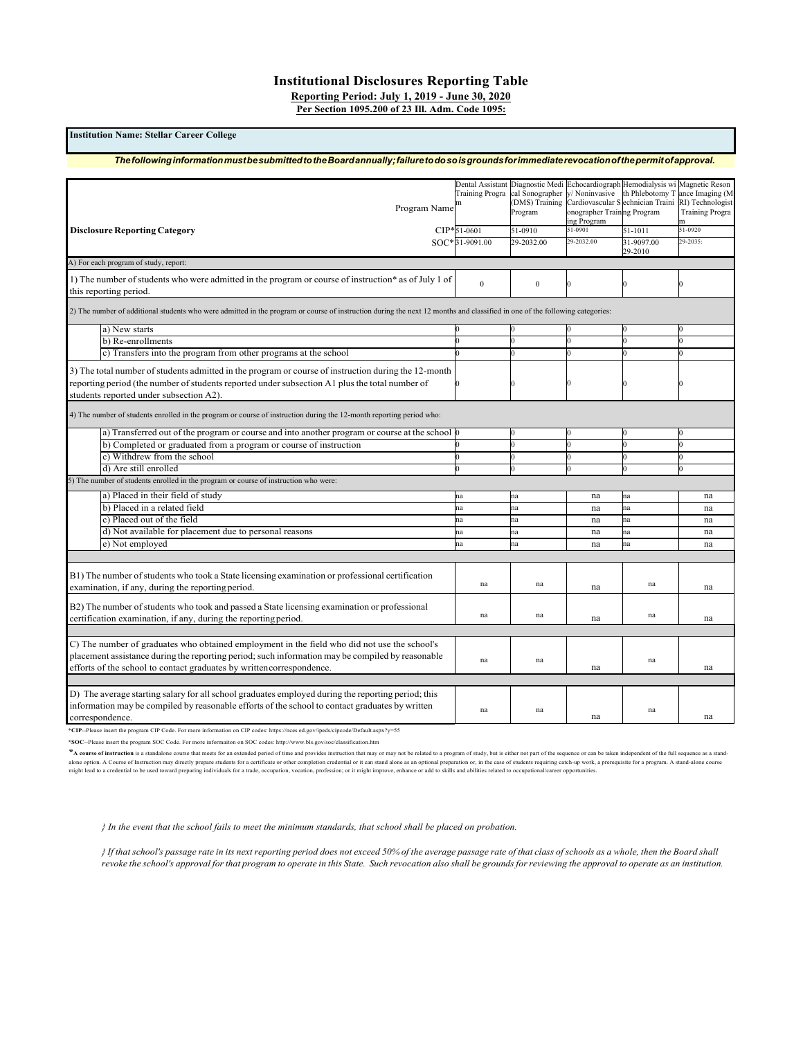# Institutional Disclosures Reporting Table

**Reporting Period: July 1, 2019 - June 30, 2020**

**Per Section 1095.200 of 23 Ill. Adm. Code 1095:**

**Institution Name: Stellar Career College**

***The following information must be submitted to the Board annually; failure to do so is grounds for immediate revocation of the permit of approval.***

| Disclosure Reporting Category | Dental Assistant Training Program | Diagnostic Medical Sonographer (DMS) Training Program | Echocardiography/ Noninvasive Cardiovascular Sonographer Training Program | Hemodialysis with Phlebotomy Technician Training Program | Magnetic Resonance Imaging (MRI) Technologist Training Program |
|---|---|---|---|---|---|
| CIP* | 51-0601 | 51-0910 | 51-0901 | 51-1011 | 51-0920 |
| SOC* | 31-9091.00 | 29-2032.00 | 29-2032.00 | 31-9097.00 29-2010 | 29-2035: |
| **A) For each program of study, report:** | | | | | |
| 1) The number of students who were admitted in the program or course of instruction* as of July 1 of this reporting period. | 0 | 0 | 0 | 0 | 0 |
| **2) The number of additional students who were admitted in the program or course of instruction during the next 12 months and classified in one of the following categories:** | | | | | |
| a) New starts | 0 | 0 | 0 | 0 | 0 |
| b) Re-enrollments | 0 | 0 | 0 | 0 | 0 |
| c) Transfers into the program from other programs at the school | 0 | 0 | 0 | 0 | 0 |
| 3) The total number of students admitted in the program or course of instruction during the 12-month reporting period (the number of students reported under subsection A1 plus the total number of students reported under subsection A2). | 0 | 0 | 0 | 0 | 0 |
| **4) The number of students enrolled in the program or course of instruction during the 12-month reporting period who:** | | | | | |
| a) Transferred out of the program or course and into another program or course at the school | 0 | 0 | 0 | 0 | 0 |
| b) Completed or graduated from a program or course of instruction | 0 | 0 | 0 | 0 | 0 |
| c) Withdrew from the school | 0 | 0 | 0 | 0 | 0 |
| d) Are still enrolled | 0 | 0 | 0 | 0 | 0 |
| **5) The number of students enrolled in the program or course of instruction who were:** | | | | | |
| a) Placed in their field of study | na | na | na | na | na |
| b) Placed in a related field | na | na | na | na | na |
| c) Placed out of the field | na | na | na | na | na |
| d) Not available for placement due to personal reasons | na | na | na | na | na |
| e) Not employed | na | na | na | na | na |
| B1) The number of students who took a State licensing examination or professional certification examination, if any, during the reporting period. | na | na | na | na | na |
| B2) The number of students who took and passed a State licensing examination or professional certification examination, if any, during the reporting period. | na | na | na | na | na |
| C) The number of graduates who obtained employment in the field who did not use the school's placement assistance during the reporting period; such information may be compiled by reasonable efforts of the school to contact graduates by written correspondence. | na | na | na | na | na |
| D) The average starting salary for all school graduates employed during the reporting period; this information may be compiled by reasonable efforts of the school to contact graduates by written correspondence. | na | na | na | na | na |

***CIP**--Please insert the program CIP Code. For more information on CIP codes: https://nces.ed.gov/ipeds/cipcode/Default.aspx?y=55

***SOC**--Please insert the program SOC Code. For more informaiton on SOC codes: http://www.bls.gov/soc/classification.htm

***A course of instruction** is a standalone course that meets for an extended period of time and provides instruction that may or may not be related to a program of study, but is either not part of the sequence or can be taken independent of the full sequence as a stand-alone option. A Course of Instruction may directly prepare students for a certificate or other completion credential or it can stand alone as an optional preparation or, in the case of students requiring catch-up work, a prerequisite for a program. A stand-alone course might lead to a credential to be used toward preparing individuals for a trade, occupation, vocation, profession; or it might improve, enhance or add to skills and abilities related to occupational/career opportunities.

*} In the event that the school fails to meet the minimum standards, that school shall be placed on probation.*

*} If that school's passage rate in its next reporting period does not exceed 50% of the average passage rate of that class of schools as a whole, then the Board shall revoke the school's approval for that program to operate in this State. Such revocation also shall be grounds for reviewing the approval to operate as an institution.*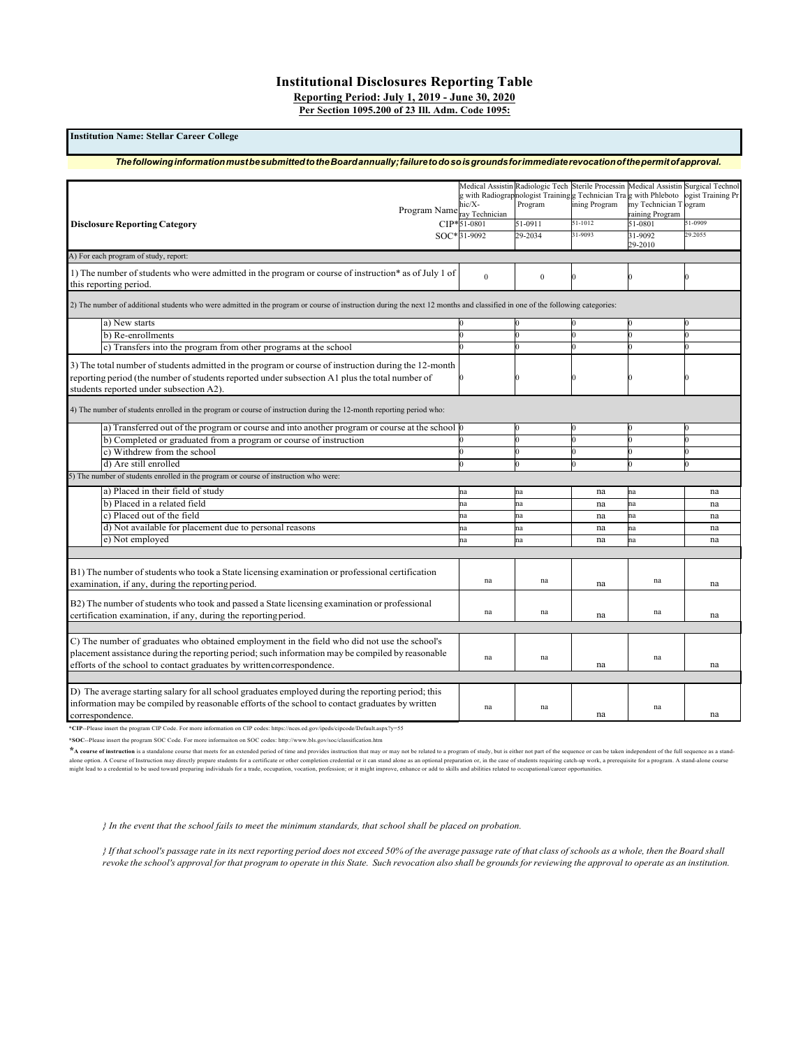# Institutional Disclosures Reporting Table

**Reporting Period: July 1, 2019 - June 30, 2020**

**Per Section 1095.200 of 23 Ill. Adm. Code 1095:**

**Institution Name: Stellar Career College**

***The following information must be submitted to the Board annually; failure to do so is grounds for immediate revocation of the permit of approval.***

| Disclosure Reporting Category | Medical Assisting with Radiographic/X-ray Technician | Radiologic Technologist Training Program | Sterile Processing Technician Training Program | Medical Assisting with Phlebotomy Technician Training Program | Surgical Technologist Training Program |
|---|---|---|---|---|---|
| CIP* | 51-0801 | 51-0911 | 51-1012 | 51-0801 | 51-0909 |
| SOC* | 31-9092 | 29-2034 | 31-9093 | 31-9092 29-2010 | 29.2055 |
| A) For each program of study, report: | | | | | |
| 1) The number of students who were admitted in the program or course of instruction* as of July 1 of this reporting period. | 0 | 0 | 0 | 0 | 0 |
| 2) The number of additional students who were admitted in the program or course of instruction during the next 12 months and classified in one of the following categories: | | | | | |
| a) New starts | 0 | 0 | 0 | 0 | 0 |
| b) Re-enrollments | 0 | 0 | 0 | 0 | 0 |
| c) Transfers into the program from other programs at the school | 0 | 0 | 0 | 0 | 0 |
| 3) The total number of students admitted in the program or course of instruction during the 12-month reporting period (the number of students reported under subsection A1 plus the total number of students reported under subsection A2). | 0 | 0 | 0 | 0 | 0 |
| 4) The number of students enrolled in the program or course of instruction during the 12-month reporting period who: | | | | | |
| a) Transferred out of the program or course and into another program or course at the school | 0 | 0 | 0 | 0 | 0 |
| b) Completed or graduated from a program or course of instruction | 0 | 0 | 0 | 0 | 0 |
| c) Withdrew from the school | 0 | 0 | 0 | 0 | 0 |
| d) Are still enrolled | 0 | 0 | 0 | 0 | 0 |
| 5) The number of students enrolled in the program or course of instruction who were: | | | | | |
| a) Placed in their field of study | na | na | na | na | na |
| b) Placed in a related field | na | na | na | na | na |
| c) Placed out of the field | na | na | na | na | na |
| d) Not available for placement due to personal reasons | na | na | na | na | na |
| e) Not employed | na | na | na | na | na |
| B1) The number of students who took a State licensing examination or professional certification examination, if any, during the reporting period. | na | na | na | na | na |
| B2) The number of students who took and passed a State licensing examination or professional certification examination, if any, during the reporting period. | na | na | na | na | na |
| C) The number of graduates who obtained employment in the field who did not use the school's placement assistance during the reporting period; such information may be compiled by reasonable efforts of the school to contact graduates by written correspondence. | na | na | na | na | na |
| D) The average starting salary for all school graduates employed during the reporting period; this information may be compiled by reasonable efforts of the school to contact graduates by written correspondence. | na | na | na | na | na |

***CIP**--Please insert the program CIP Code. For more information on CIP codes: https://nces.ed.gov/ipeds/cipcode/Default.aspx?y=55

***SOC**--Please insert the program SOC Code. For more informaiton on SOC codes: http://www.bls.gov/soc/classification.htm

***A course of instruction** is a standalone course that meets for an extended period of time and provides instruction that may or may not be related to a program of study, but is either not part of the sequence or can be taken independent of the full sequence as a stand-alone option. A Course of Instruction may directly prepare students for a certificate or other completion credential or it can stand alone as an optional preparation or, in the case of students requiring catch-up work, a prerequisite for a program. A stand-alone course might lead to a credential to be used toward preparing individuals for a trade, occupation, vocation, profession; or it might improve, enhance or add to skills and abilities related to occupational/career opportunities.

*} In the event that the school fails to meet the minimum standards, that school shall be placed on probation.*

*} If that school's passage rate in its next reporting period does not exceed 50% of the average passage rate of that class of schools as a whole, then the Board shall revoke the school's approval for that program to operate in this State. Such revocation also shall be grounds for reviewing the approval to operate as an institution.*